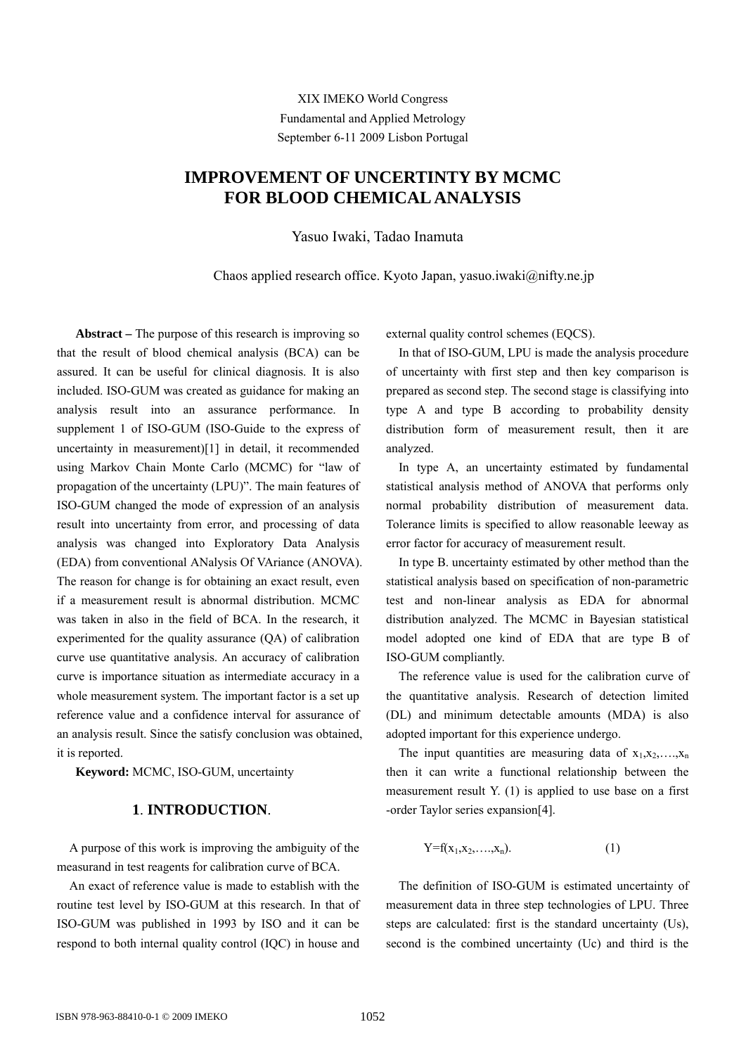XIX IMEKO World Congress
Fundamental and Applied Metrology
September 6-11 2009 Lisbon Portugal

# IMPROVEMENT OF UNCERTINTY BY MCMC FOR BLOOD CHEMICAL ANALYSIS

Yasuo Iwaki, Tadao Inamuta

Chaos applied research office. Kyoto Japan, yasuo.iwaki@nifty.ne.jp

**Abstract –** The purpose of this research is improving so that the result of blood chemical analysis (BCA) can be assured. It can be useful for clinical diagnosis. It is also included. ISO-GUM was created as guidance for making an analysis result into an assurance performance. In supplement 1 of ISO-GUM (ISO-Guide to the express of uncertainty in measurement)[1] in detail, it recommended using Markov Chain Monte Carlo (MCMC) for "law of propagation of the uncertainty (LPU)". The main features of ISO-GUM changed the mode of expression of an analysis result into uncertainty from error, and processing of data analysis was changed into Exploratory Data Analysis (EDA) from conventional ANalysis Of VAriance (ANOVA). The reason for change is for obtaining an exact result, even if a measurement result is abnormal distribution. MCMC was taken in also in the field of BCA. In the research, it experimented for the quality assurance (QA) of calibration curve use quantitative analysis. An accuracy of calibration curve is importance situation as intermediate accuracy in a whole measurement system. The important factor is a set up reference value and a confidence interval for assurance of an analysis result. Since the satisfy conclusion was obtained, it is reported.

**Keyword:** MCMC, ISO-GUM, uncertainty

## 1. INTRODUCTION.

A purpose of this work is improving the ambiguity of the measurand in test reagents for calibration curve of BCA.

An exact of reference value is made to establish with the routine test level by ISO-GUM at this research. In that of ISO-GUM was published in 1993 by ISO and it can be respond to both internal quality control (IQC) in house and external quality control schemes (EQCS).

In that of ISO-GUM, LPU is made the analysis procedure of uncertainty with first step and then key comparison is prepared as second step. The second stage is classifying into type A and type B according to probability density distribution form of measurement result, then it are analyzed.

In type A, an uncertainty estimated by fundamental statistical analysis method of ANOVA that performs only normal probability distribution of measurement data. Tolerance limits is specified to allow reasonable leeway as error factor for accuracy of measurement result.

In type B. uncertainty estimated by other method than the statistical analysis based on specification of non-parametric test and non-linear analysis as EDA for abnormal distribution analyzed. The MCMC in Bayesian statistical model adopted one kind of EDA that are type B of ISO-GUM compliantly.

The reference value is used for the calibration curve of the quantitative analysis. Research of detection limited (DL) and minimum detectable amounts (MDA) is also adopted important for this experience undergo.

The input quantities are measuring data of $x_1, x_2, \ldots, x_n$ then it can write a functional relationship between the measurement result Y. (1) is applied to use base on a first -order Taylor series expansion[4].

$$Y = f(x_1, x_2, \ldots, x_n). \quad (1)$$

The definition of ISO-GUM is estimated uncertainty of measurement data in three step technologies of LPU. Three steps are calculated: first is the standard uncertainty (Us), second is the combined uncertainty (Uc) and third is the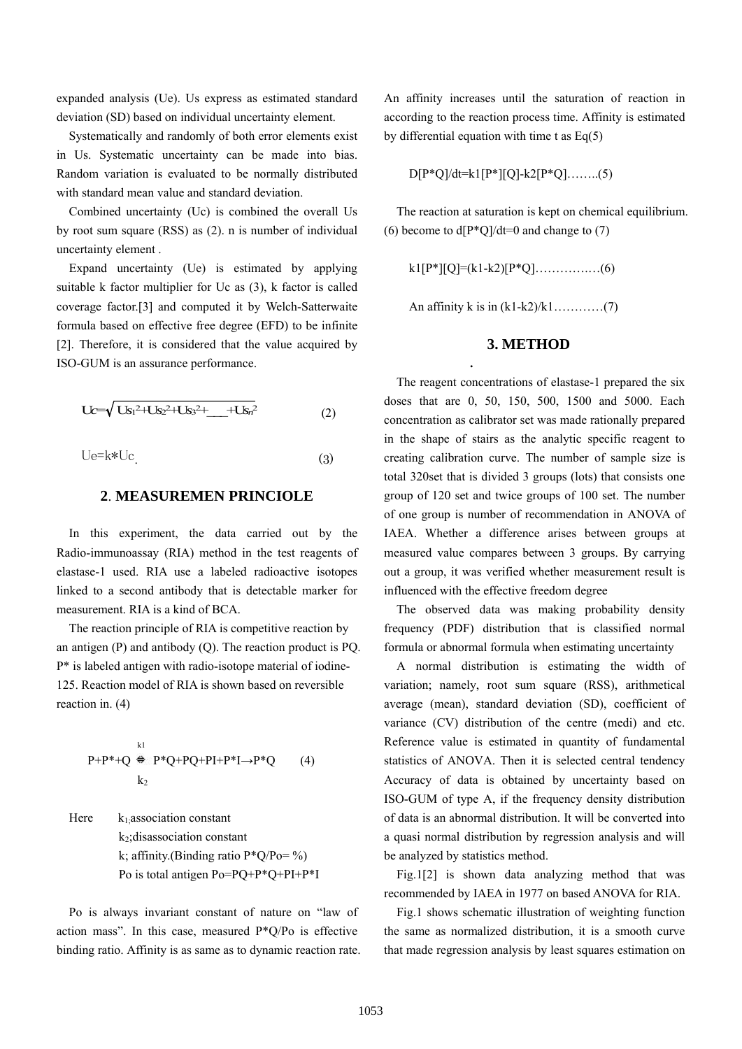expanded analysis (Ue). Us express as estimated standard deviation (SD) based on individual uncertainty element.

Systematically and randomly of both error elements exist in Us. Systematic uncertainty can be made into bias. Random variation is evaluated to be normally distributed with standard mean value and standard deviation.

Combined uncertainty (Uc) is combined the overall Us by root sum square (RSS) as (2). n is number of individual uncertainty element .

Expand uncertainty (Ue) is estimated by applying suitable k factor multiplier for Uc as (3), k factor is called coverage factor.[3] and computed it by Welch-Satterwaite formula based on effective free degree (EFD) to be infinite [2]. Therefore, it is considered that the value acquired by ISO-GUM is an assurance performance.

$$Uc=\sqrt{Us_1^2+Us_2^2+Us_3^2+\_\_\_+Us_n^2} \quad (2)$$

$$Ue=k*Uc \quad (3)$$

## 2. MEASUREMEN PRINCIOLE

In this experiment, the data carried out by the Radio-immunoassay (RIA) method in the test reagents of elastase-1 used. RIA use a labeled radioactive isotopes linked to a second antibody that is detectable marker for measurement. RIA is a kind of BCA.

The reaction principle of RIA is competitive reaction by an antigen (P) and antibody (Q). The reaction product is PQ. P* is labeled antigen with radio-isotope material of iodine-125. Reaction model of RIA is shown based on reversible reaction in. (4)

$$P+P^*+Q \underset{k_2}{\overset{k1}{\Leftrightarrow}} P^*Q+PQ+PI+P^*I \rightarrow P^*Q \quad (4)$$

Here $k_1$;association constant
$k_2$;disassociation constant
k; affinity.(Binding ratio P*Q/Po= %)
Po is total antigen Po=PQ+P*Q+PI+P*I

Po is always invariant constant of nature on "law of action mass". In this case, measured P*Q/Po is effective binding ratio. Affinity is as same as to dynamic reaction rate. An affinity increases until the saturation of reaction in according to the reaction process time. Affinity is estimated by differential equation with time t as Eq(5)

$$D[P^*Q]/dt=k1[P^*][Q]-k2[P^*Q] \quad \ldots\ldots..(5)$$

The reaction at saturation is kept on chemical equilibrium. (6) become to d[P*Q]/dt=0 and change to (7)

$$k1[P^*][Q]=(k1-k2)[P^*Q] \quad \ldots\ldots\ldots\ldots(6)$$

An affinity k is in (k1-k2)/k1…………(7)

## 3. METHOD

The reagent concentrations of elastase-1 prepared the six doses that are 0, 50, 150, 500, 1500 and 5000. Each concentration as calibrator set was made rationally prepared in the shape of stairs as the analytic specific reagent to creating calibration curve. The number of sample size is total 320set that is divided 3 groups (lots) that consists one group of 120 set and twice groups of 100 set. The number of one group is number of recommendation in ANOVA of IAEA. Whether a difference arises between groups at measured value compares between 3 groups. By carrying out a group, it was verified whether measurement result is influenced with the effective freedom degree

The observed data was making probability density frequency (PDF) distribution that is classified normal formula or abnormal formula when estimating uncertainty

A normal distribution is estimating the width of variation; namely, root sum square (RSS), arithmetical average (mean), standard deviation (SD), coefficient of variance (CV) distribution of the centre (medi) and etc. Reference value is estimated in quantity of fundamental statistics of ANOVA. Then it is selected central tendency Accuracy of data is obtained by uncertainty based on ISO-GUM of type A, if the frequency density distribution of data is an abnormal distribution. It will be converted into a quasi normal distribution by regression analysis and will be analyzed by statistics method.

Fig.1[2] is shown data analyzing method that was recommended by IAEA in 1977 on based ANOVA for RIA.

Fig.1 shows schematic illustration of weighting function the same as normalized distribution, it is a smooth curve that made regression analysis by least squares estimation on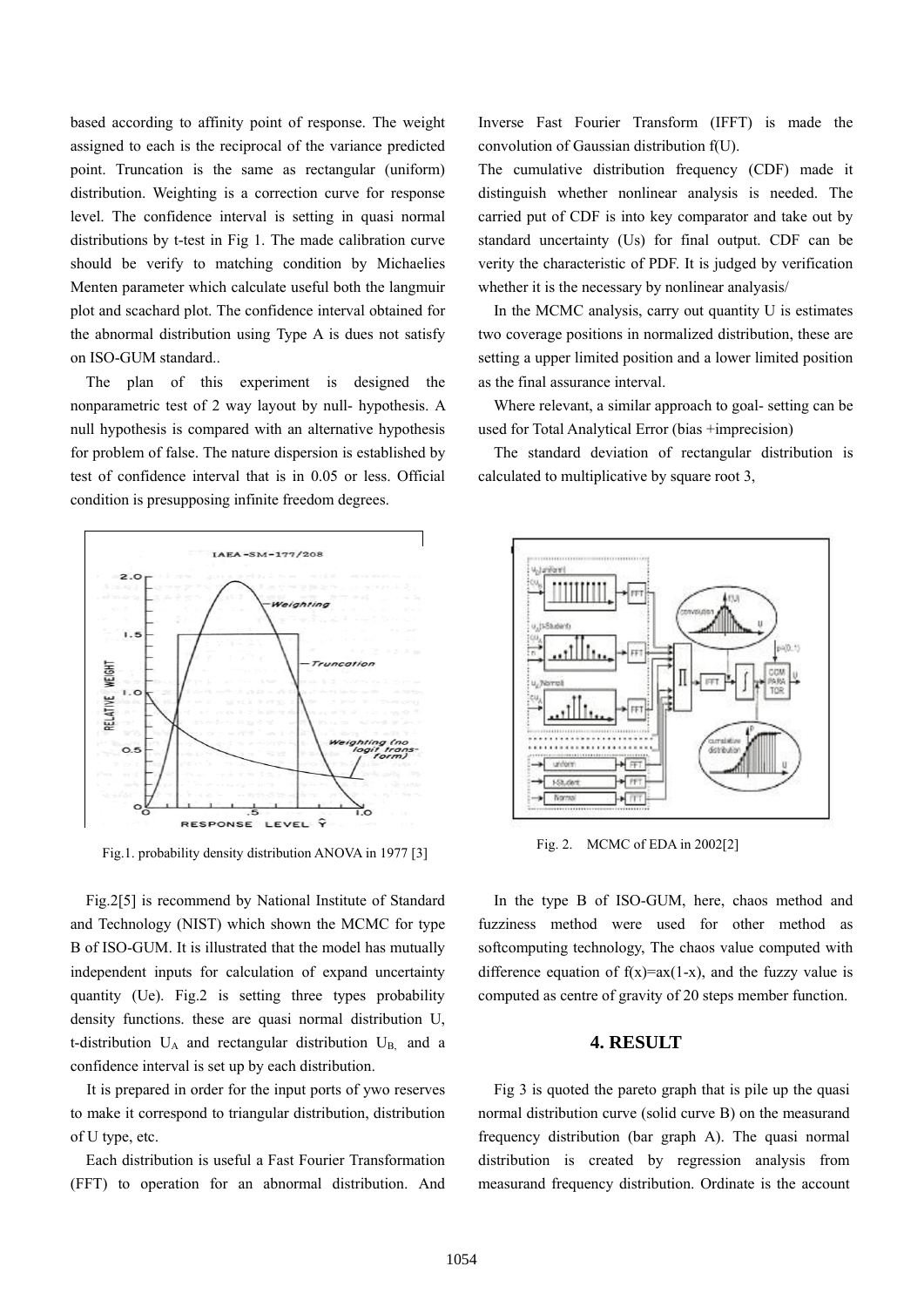based according to affinity point of response. The weight assigned to each is the reciprocal of the variance predicted point. Truncation is the same as rectangular (uniform) distribution. Weighting is a correction curve for response level. The confidence interval is setting in quasi normal distributions by t-test in Fig 1. The made calibration curve should be verify to matching condition by Michaelies Menten parameter which calculate useful both the langmuir plot and scachard plot. The confidence interval obtained for the abnormal distribution using Type A is dues not satisfy on ISO-GUM standard..

The plan of this experiment is designed the nonparametric test of 2 way layout by null- hypothesis. A null hypothesis is compared with an alternative hypothesis for problem of false. The nature dispersion is established by test of confidence interval that is in 0.05 or less. Official condition is presupposing infinite freedom degrees.

Fig.1. probability density distribution ANOVA in 1977 [3]

Fig.2[5] is recommend by National Institute of Standard and Technology (NIST) which shown the MCMC for type B of ISO-GUM. It is illustrated that the model has mutually independent inputs for calculation of expand uncertainty quantity (Ue). Fig.2 is setting three types probability density functions. these are quasi normal distribution U, t-distribution $U_A$ and rectangular distribution $U_B$, and a confidence interval is set up by each distribution.

It is prepared in order for the input ports of ywo reserves to make it correspond to triangular distribution, distribution of U type, etc.

Each distribution is useful a Fast Fourier Transformation (FFT) to operation for an abnormal distribution. And Inverse Fast Fourier Transform (IFFT) is made the convolution of Gaussian distribution f(U).

The cumulative distribution frequency (CDF) made it distinguish whether nonlinear analysis is needed. The carried put of CDF is into key comparator and take out by standard uncertainty (Us) for final output. CDF can be verity the characteristic of PDF. It is judged by verification whether it is the necessary by nonlinear analyasis/

In the MCMC analysis, carry out quantity U is estimates two coverage positions in normalized distribution, these are setting a upper limited position and a lower limited position as the final assurance interval.

Where relevant, a similar approach to goal- setting can be used for Total Analytical Error (bias +imprecision)

The standard deviation of rectangular distribution is calculated to multiplicative by square root 3,

Fig. 2. MCMC of EDA in 2002[2]

In the type B of ISO-GUM, here, chaos method and fuzziness method were used for other method as softcomputing technology, The chaos value computed with difference equation of $f(x)=ax(1-x)$, and the fuzzy value is computed as centre of gravity of 20 steps member function.

## 4. RESULT

Fig 3 is quoted the pareto graph that is pile up the quasi normal distribution curve (solid curve B) on the measurand frequency distribution (bar graph A). The quasi normal distribution is created by regression analysis from measurand frequency distribution. Ordinate is the account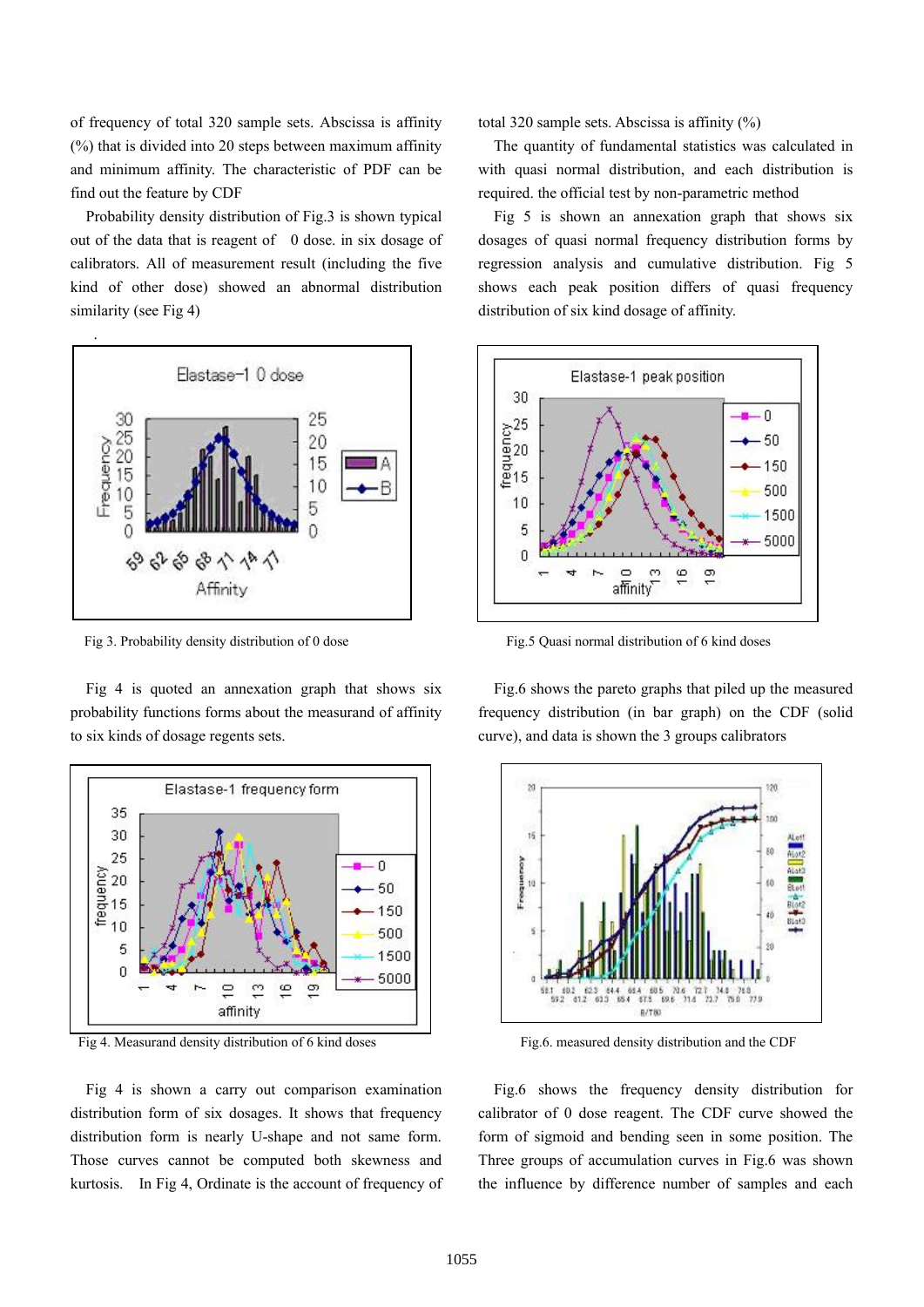of frequency of total 320 sample sets. Abscissa is affinity (%) that is divided into 20 steps between maximum affinity and minimum affinity. The characteristic of PDF can be find out the feature by CDF

Probability density distribution of Fig.3 is shown typical out of the data that is reagent of 0 dose. in six dosage of calibrators. All of measurement result (including the five kind of other dose) showed an abnormal distribution similarity (see Fig 4)

Fig 3. Probability density distribution of 0 dose

Fig 4 is quoted an annexation graph that shows six probability functions forms about the measurand of affinity to six kinds of dosage regents sets.

Fig 4. Measurand density distribution of 6 kind doses

Fig 4 is shown a carry out comparison examination distribution form of six dosages. It shows that frequency distribution form is nearly U-shape and not same form. Those curves cannot be computed both skewness and kurtosis. In Fig 4, Ordinate is the account of frequency of total 320 sample sets. Abscissa is affinity (%)

The quantity of fundamental statistics was calculated in with quasi normal distribution, and each distribution is required. the official test by non-parametric method

Fig 5 is shown an annexation graph that shows six dosages of quasi normal frequency distribution forms by regression analysis and cumulative distribution. Fig 5 shows each peak position differs of quasi frequency distribution of six kind dosage of affinity.

Fig.5 Quasi normal distribution of 6 kind doses

Fig.6 shows the pareto graphs that piled up the measured frequency distribution (in bar graph) on the CDF (solid curve), and data is shown the 3 groups calibrators

Fig.6. measured density distribution and the CDF

Fig.6 shows the frequency density distribution for calibrator of 0 dose reagent. The CDF curve showed the form of sigmoid and bending seen in some position. The Three groups of accumulation curves in Fig.6 was shown the influence by difference number of samples and each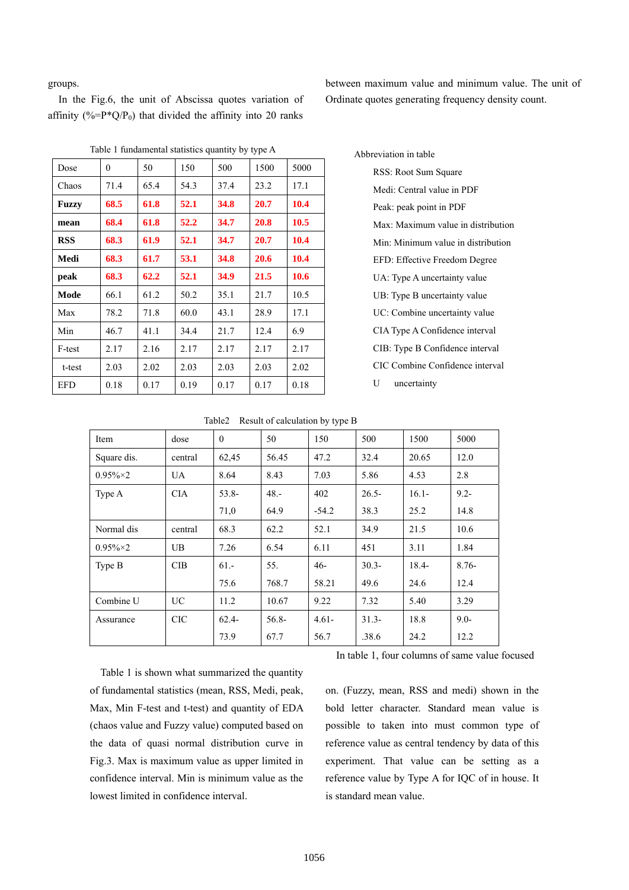groups.

In the Fig.6, the unit of Abscissa quotes variation of affinity (%=P*Q/$P_0$) that divided the affinity into 20 ranks between maximum value and minimum value. The unit of Ordinate quotes generating frequency density count.

Table 1 fundamental statistics quantity by type A

| Dose | 0 | 50 | 150 | 500 | 1500 | 5000 |
|---|---|---|---|---|---|---|
| Chaos | 71.4 | 65.4 | 54.3 | 37.4 | 23.2 | 17.1 |
| **Fuzzy** | **68.5** | **61.8** | **52.1** | **34.8** | **20.7** | **10.4** |
| **mean** | **68.4** | **61.8** | **52.2** | **34.7** | **20.8** | **10.5** |
| **RSS** | **68.3** | **61.9** | **52.1** | **34.7** | **20.7** | **10.4** |
| **Medi** | **68.3** | **61.7** | **53.1** | **34.8** | **20.6** | **10.4** |
| **peak** | **68.3** | **62.2** | **52.1** | **34.9** | **21.5** | **10.6** |
| **Mode** | 66.1 | 61.2 | 50.2 | 35.1 | 21.7 | 10.5 |
| Max | 78.2 | 71.8 | 60.0 | 43.1 | 28.9 | 17.1 |
| Min | 46.7 | 41.1 | 34.4 | 21.7 | 12.4 | 6.9 |
| F-test | 2.17 | 2.16 | 2.17 | 2.17 | 2.17 | 2.17 |
| t-test | 2.03 | 2.02 | 2.03 | 2.03 | 2.03 | 2.02 |
| EFD | 0.18 | 0.17 | 0.19 | 0.17 | 0.17 | 0.18 |

Abbreviation in table

- RSS: Root Sum Square
- Medi: Central value in PDF
- Peak: peak point in PDF
- Max: Maximum value in distribution
- Min: Minimum value in distribution
- EFD: Effective Freedom Degree
- UA: Type A uncertainty value
- UB: Type B uncertainty value
- UC: Combine uncertainty value
- CIA Type A Confidence interval
- CIB: Type B Confidence interval
- CIC Combine Confidence interval
- U uncertainty

Table2 Result of calculation by type B

| Item | dose | 0 | 50 | 150 | 500 | 1500 | 5000 |
|---|---|---|---|---|---|---|---|
| Square dis. | central | 62,45 | 56.45 | 47.2 | 32.4 | 20.65 | 12.0 |
| 0.95%×2 | UA | 8.64 | 8.43 | 7.03 | 5.86 | 4.53 | 2.8 |
| Type A | CIA | 53.8-71,0 | 48.-64.9 | 402-54.2 | 26.5-38.3 | 16.1-25.2 | 9.2-14.8 |
| Normal dis | central | 68.3 | 62.2 | 52.1 | 34.9 | 21.5 | 10.6 |
| 0.95%×2 | UB | 7.26 | 6.54 | 6.11 | 451 | 3.11 | 1.84 |
| Type B | CIB | 61.-75.6 | 55.768.7 | 46-58.21 | 30.3-49.6 | 18.4-24.6 | 8.76-12.4 |
| Combine U | UC | 11.2 | 10.67 | 9.22 | 7.32 | 5.40 | 3.29 |
| Assurance | CIC | 62.4-73.9 | 56.8-67.7 | 4.61-56.7 | 31.3-.38.6 | 18.8 24.2 | 9.0-12.2 |

Table 1 is shown what summarized the quantity of fundamental statistics (mean, RSS, Medi, peak, Max, Min F-test and t-test) and quantity of EDA (chaos value and Fuzzy value) computed based on the data of quasi normal distribution curve in Fig.3. Max is maximum value as upper limited in confidence interval. Min is minimum value as the lowest limited in confidence interval.

In table 1, four columns of same value focused on. (Fuzzy, mean, RSS and medi) shown in the bold letter character. Standard mean value is possible to taken into must common type of reference value as central tendency by data of this experiment. That value can be setting as a reference value by Type A for IQC of in house. It is standard mean value.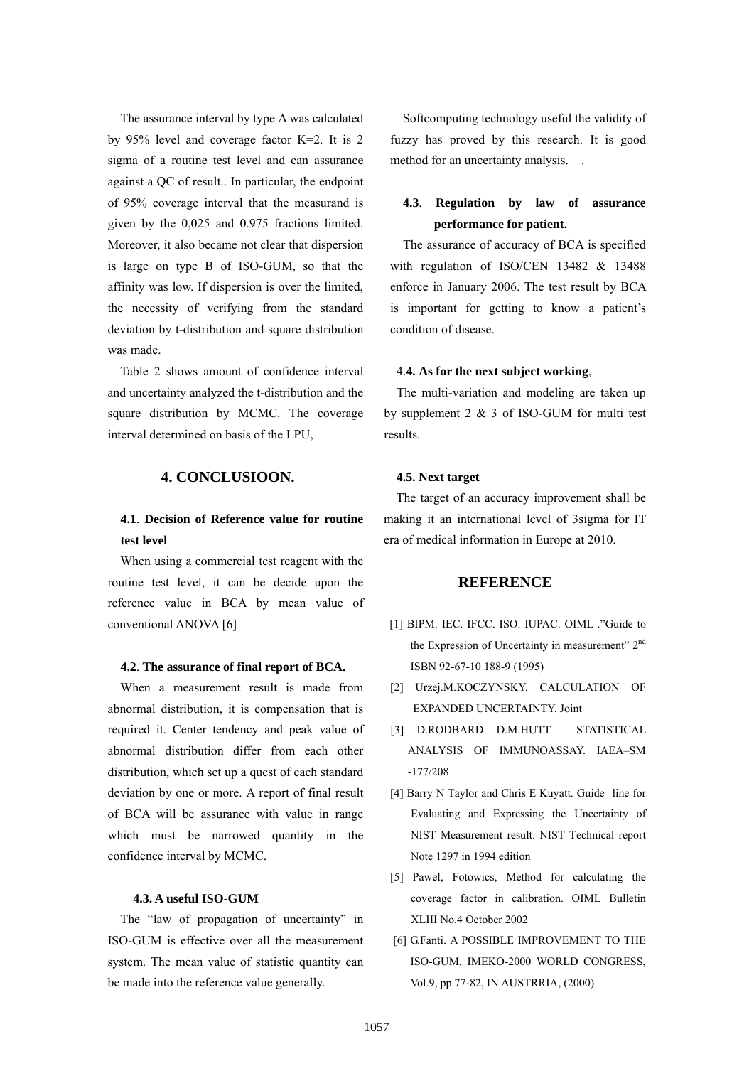The assurance interval by type A was calculated by 95% level and coverage factor K=2. It is 2 sigma of a routine test level and can assurance against a QC of result.. In particular, the endpoint of 95% coverage interval that the measurand is given by the 0,025 and 0.975 fractions limited. Moreover, it also became not clear that dispersion is large on type B of ISO-GUM, so that the affinity was low. If dispersion is over the limited, the necessity of verifying from the standard deviation by t-distribution and square distribution was made.

Table 2 shows amount of confidence interval and uncertainty analyzed the t-distribution and the square distribution by MCMC. The coverage interval determined on basis of the LPU,

## 4. CONCLUSIOON.

### 4.1. Decision of Reference value for routine test level

When using a commercial test reagent with the routine test level, it can be decide upon the reference value in BCA by mean value of conventional ANOVA [6]

### 4.2. The assurance of final report of BCA.

When a measurement result is made from abnormal distribution, it is compensation that is required it. Center tendency and peak value of abnormal distribution differ from each other distribution, which set up a quest of each standard deviation by one or more. A report of final result of BCA will be assurance with value in range which must be narrowed quantity in the confidence interval by MCMC.

### 4.3. A useful ISO-GUM

The "law of propagation of uncertainty" in ISO-GUM is effective over all the measurement system. The mean value of statistic quantity can be made into the reference value generally.

Softcomputing technology useful the validity of fuzzy has proved by this research. It is good method for an uncertainty analysis. .

### 4.3. Regulation by law of assurance performance for patient.

The assurance of accuracy of BCA is specified with regulation of ISO/CEN 13482 & 13488 enforce in January 2006. The test result by BCA is important for getting to know a patient's condition of disease.

### 4.4. As for the next subject working,

The multi-variation and modeling are taken up by supplement 2 & 3 of ISO-GUM for multi test results.

### 4.5. Next target

The target of an accuracy improvement shall be making it an international level of 3sigma for IT era of medical information in Europe at 2010.

## REFERENCE

[1] BIPM. IEC. IFCC. ISO. IUPAC. OIML ."Guide to the Expression of Uncertainty in measurement" 2nd ISBN 92-67-10 188-9 (1995)

[2] Urzej.M.KOCZYNSKY. CALCULATION OF EXPANDED UNCERTAINTY. Joint

[3] D.RODBARD D.M.HUTT STATISTICAL ANALYSIS OF IMMUNOASSAY. IAEA–SM -177/208

[4] Barry N Taylor and Chris E Kuyatt. Guide line for Evaluating and Expressing the Uncertainty of NIST Measurement result. NIST Technical report Note 1297 in 1994 edition

[5] Pawel, Fotowics, Method for calculating the coverage factor in calibration. OIML Bulletin XLIII No.4 October 2002

[6] G.Fanti. A POSSIBLE IMPROVEMENT TO THE ISO-GUM, IMEKO-2000 WORLD CONGRESS, Vol.9, pp.77-82, IN AUSTRRIA, (2000)